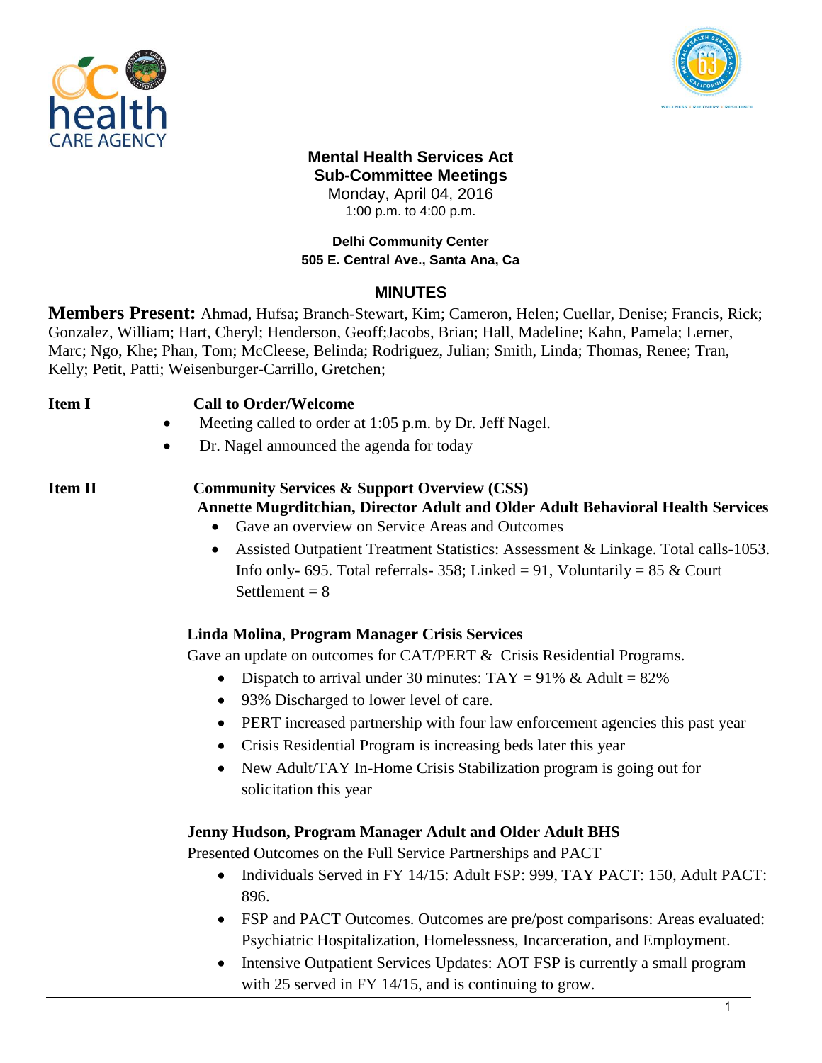# Mental Health Services Act
## Sub-Committee Meetings

Monday, April 04, 2016
1:00 p.m. to 4:00 p.m.

**Delhi Community Center**
**505 E. Central Ave., Santa Ana, Ca**

## MINUTES

**Members Present:** Ahmad, Hufsa; Branch-Stewart, Kim; Cameron, Helen; Cuellar, Denise; Francis, Rick; Gonzalez, William; Hart, Cheryl; Henderson, Geoff;Jacobs, Brian; Hall, Madeline; Kahn, Pamela; Lerner, Marc; Ngo, Khe; Phan, Tom; McCleese, Belinda; Rodriguez, Julian; Smith, Linda; Thomas, Renee; Tran, Kelly; Petit, Patti; Weisenburger-Carrillo, Gretchen;

**Item I** **Call to Order/Welcome**

- Meeting called to order at 1:05 p.m. by Dr. Jeff Nagel.
- Dr. Nagel announced the agenda for today

**Item II** **Community Services & Support Overview (CSS)**

**Annette Mugrditchian, Director Adult and Older Adult Behavioral Health Services**

- Gave an overview on Service Areas and Outcomes
- Assisted Outpatient Treatment Statistics: Assessment & Linkage. Total calls-1053. Info only- 695. Total referrals- 358; Linked = 91, Voluntarily = 85 & Court Settlement = 8

**Linda Molina**, **Program Manager Crisis Services**

Gave an update on outcomes for CAT/PERT & Crisis Residential Programs.

- Dispatch to arrival under 30 minutes: TAY = 91% & Adult = 82%
- 93% Discharged to lower level of care.
- PERT increased partnership with four law enforcement agencies this past year
- Crisis Residential Program is increasing beds later this year
- New Adult/TAY In-Home Crisis Stabilization program is going out for solicitation this year

**Jenny Hudson, Program Manager Adult and Older Adult BHS**

Presented Outcomes on the Full Service Partnerships and PACT

- Individuals Served in FY 14/15: Adult FSP: 999, TAY PACT: 150, Adult PACT: 896.
- FSP and PACT Outcomes. Outcomes are pre/post comparisons: Areas evaluated: Psychiatric Hospitalization, Homelessness, Incarceration, and Employment.
- Intensive Outpatient Services Updates: AOT FSP is currently a small program with 25 served in FY 14/15, and is continuing to grow.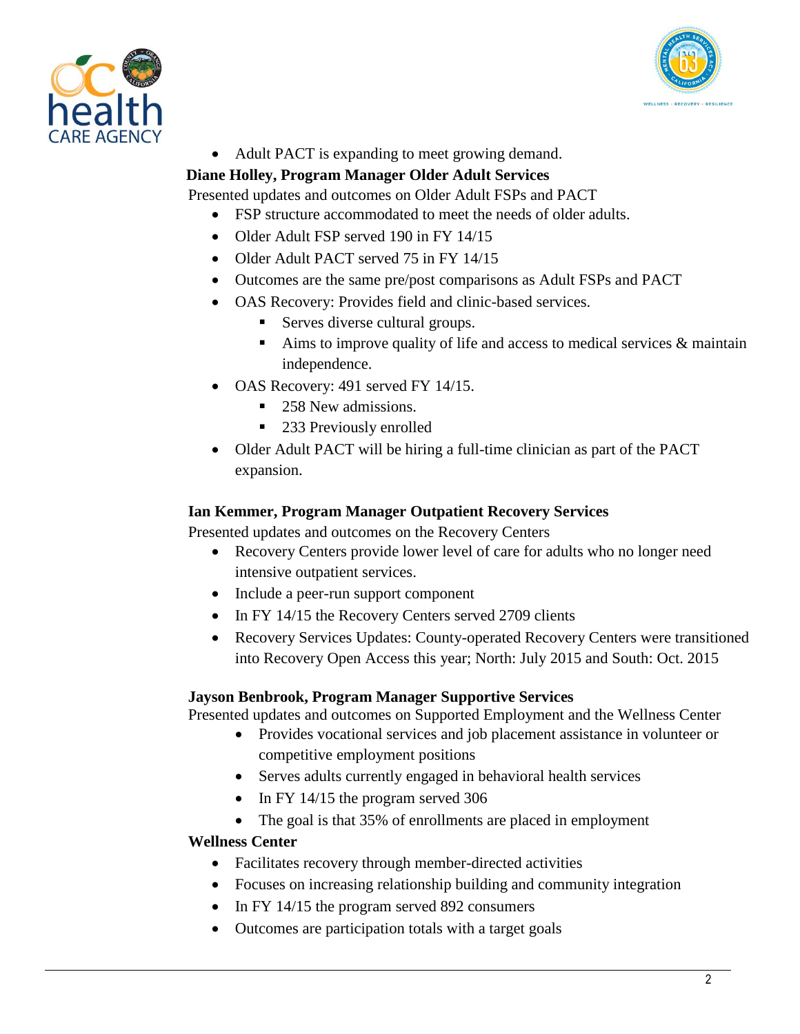- Adult PACT is expanding to meet growing demand.

**Diane Holley, Program Manager Older Adult Services**

Presented updates and outcomes on Older Adult FSPs and PACT

- FSP structure accommodated to meet the needs of older adults.
- Older Adult FSP served 190 in FY 14/15
- Older Adult PACT served 75 in FY 14/15
- Outcomes are the same pre/post comparisons as Adult FSPs and PACT
- OAS Recovery: Provides field and clinic-based services.
  - Serves diverse cultural groups.
  - Aims to improve quality of life and access to medical services & maintain independence.
- OAS Recovery: 491 served FY 14/15.
  - 258 New admissions.
  - 233 Previously enrolled
- Older Adult PACT will be hiring a full-time clinician as part of the PACT expansion.

**Ian Kemmer, Program Manager Outpatient Recovery Services**

Presented updates and outcomes on the Recovery Centers

- Recovery Centers provide lower level of care for adults who no longer need intensive outpatient services.
- Include a peer-run support component
- In FY 14/15 the Recovery Centers served 2709 clients
- Recovery Services Updates: County-operated Recovery Centers were transitioned into Recovery Open Access this year; North: July 2015 and South: Oct. 2015

**Jayson Benbrook, Program Manager Supportive Services**

Presented updates and outcomes on Supported Employment and the Wellness Center

- Provides vocational services and job placement assistance in volunteer or competitive employment positions
- Serves adults currently engaged in behavioral health services
- In FY 14/15 the program served 306
- The goal is that 35% of enrollments are placed in employment

**Wellness Center**

- Facilitates recovery through member-directed activities
- Focuses on increasing relationship building and community integration
- In FY 14/15 the program served 892 consumers
- Outcomes are participation totals with a target goals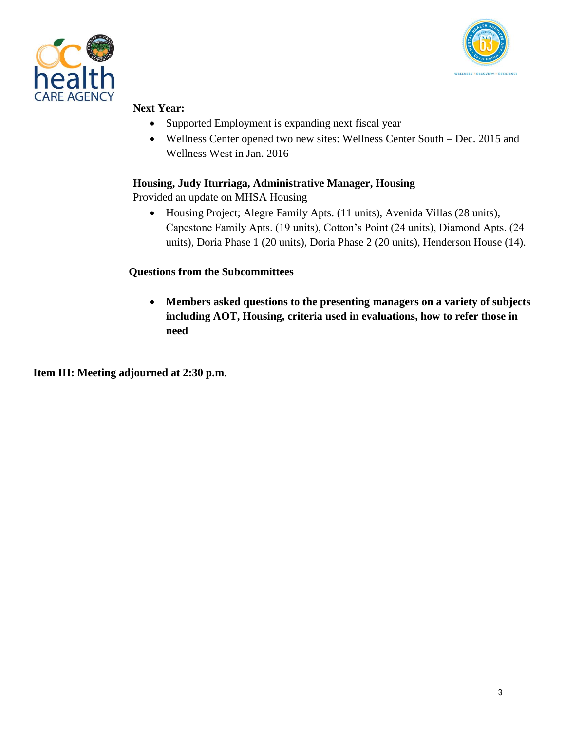**Next Year:**

- Supported Employment is expanding next fiscal year
- Wellness Center opened two new sites: Wellness Center South – Dec. 2015 and Wellness West in Jan. 2016

**Housing, Judy Iturriaga, Administrative Manager, Housing**

Provided an update on MHSA Housing

- Housing Project; Alegre Family Apts. (11 units), Avenida Villas (28 units), Capestone Family Apts. (19 units), Cotton's Point (24 units), Diamond Apts. (24 units), Doria Phase 1 (20 units), Doria Phase 2 (20 units), Henderson House (14).

**Questions from the Subcommittees**

- **Members asked questions to the presenting managers on a variety of subjects including AOT, Housing, criteria used in evaluations, how to refer those in need**

**Item III: Meeting adjourned at 2:30 p.m**.